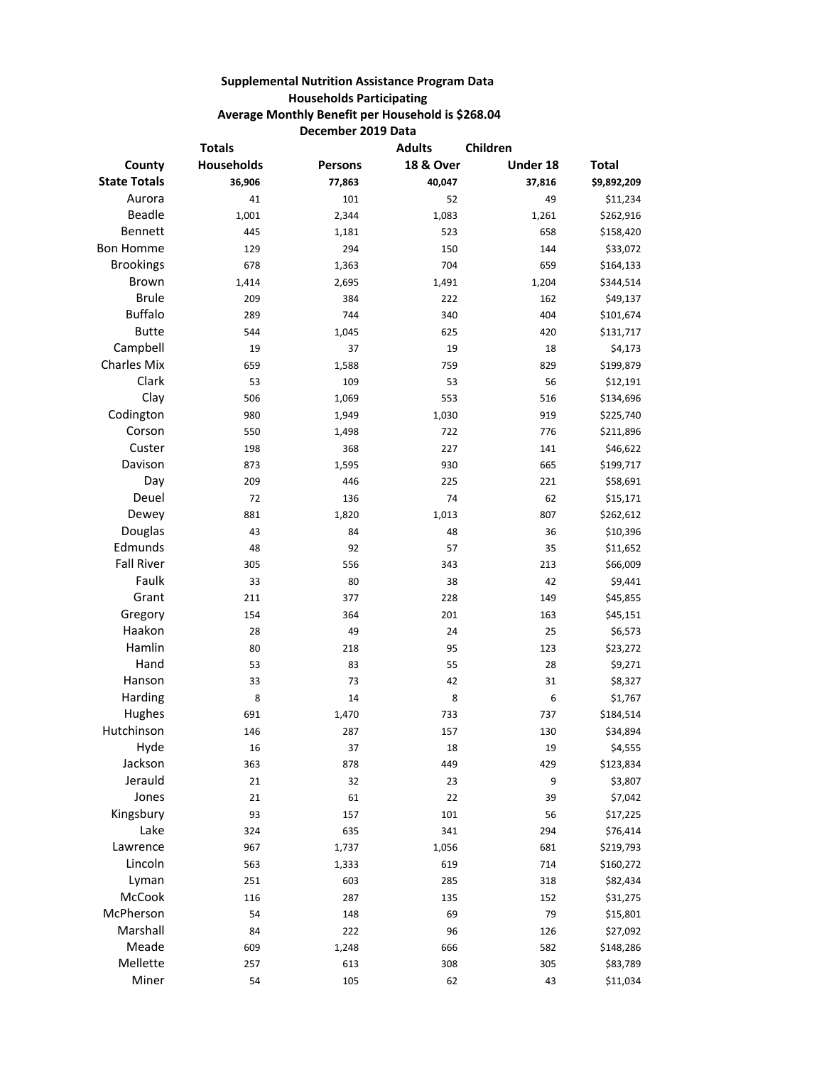# Supplemental Nutrition Assistance Program Data

## Households Participating

## Average Monthly Benefit per Household is $268.04

## December 2019 Data

| County | Totals Households | Persons | Adults 18 & Over | Children Under 18 | Total |
|---|---|---|---|---|---|
| **State Totals** | **36,906** | **77,863** | **40,047** | **37,816** | **$9,892,209** |
| Aurora | 41 | 101 | 52 | 49 | $11,234 |
| Beadle | 1,001 | 2,344 | 1,083 | 1,261 | $262,916 |
| Bennett | 445 | 1,181 | 523 | 658 | $158,420 |
| Bon Homme | 129 | 294 | 150 | 144 | $33,072 |
| Brookings | 678 | 1,363 | 704 | 659 | $164,133 |
| Brown | 1,414 | 2,695 | 1,491 | 1,204 | $344,514 |
| Brule | 209 | 384 | 222 | 162 | $49,137 |
| Buffalo | 289 | 744 | 340 | 404 | $101,674 |
| Butte | 544 | 1,045 | 625 | 420 | $131,717 |
| Campbell | 19 | 37 | 19 | 18 | $4,173 |
| Charles Mix | 659 | 1,588 | 759 | 829 | $199,879 |
| Clark | 53 | 109 | 53 | 56 | $12,191 |
| Clay | 506 | 1,069 | 553 | 516 | $134,696 |
| Codington | 980 | 1,949 | 1,030 | 919 | $225,740 |
| Corson | 550 | 1,498 | 722 | 776 | $211,896 |
| Custer | 198 | 368 | 227 | 141 | $46,622 |
| Davison | 873 | 1,595 | 930 | 665 | $199,717 |
| Day | 209 | 446 | 225 | 221 | $58,691 |
| Deuel | 72 | 136 | 74 | 62 | $15,171 |
| Dewey | 881 | 1,820 | 1,013 | 807 | $262,612 |
| Douglas | 43 | 84 | 48 | 36 | $10,396 |
| Edmunds | 48 | 92 | 57 | 35 | $11,652 |
| Fall River | 305 | 556 | 343 | 213 | $66,009 |
| Faulk | 33 | 80 | 38 | 42 | $9,441 |
| Grant | 211 | 377 | 228 | 149 | $45,855 |
| Gregory | 154 | 364 | 201 | 163 | $45,151 |
| Haakon | 28 | 49 | 24 | 25 | $6,573 |
| Hamlin | 80 | 218 | 95 | 123 | $23,272 |
| Hand | 53 | 83 | 55 | 28 | $9,271 |
| Hanson | 33 | 73 | 42 | 31 | $8,327 |
| Harding | 8 | 14 | 8 | 6 | $1,767 |
| Hughes | 691 | 1,470 | 733 | 737 | $184,514 |
| Hutchinson | 146 | 287 | 157 | 130 | $34,894 |
| Hyde | 16 | 37 | 18 | 19 | $4,555 |
| Jackson | 363 | 878 | 449 | 429 | $123,834 |
| Jerauld | 21 | 32 | 23 | 9 | $3,807 |
| Jones | 21 | 61 | 22 | 39 | $7,042 |
| Kingsbury | 93 | 157 | 101 | 56 | $17,225 |
| Lake | 324 | 635 | 341 | 294 | $76,414 |
| Lawrence | 967 | 1,737 | 1,056 | 681 | $219,793 |
| Lincoln | 563 | 1,333 | 619 | 714 | $160,272 |
| Lyman | 251 | 603 | 285 | 318 | $82,434 |
| McCook | 116 | 287 | 135 | 152 | $31,275 |
| McPherson | 54 | 148 | 69 | 79 | $15,801 |
| Marshall | 84 | 222 | 96 | 126 | $27,092 |
| Meade | 609 | 1,248 | 666 | 582 | $148,286 |
| Mellette | 257 | 613 | 308 | 305 | $83,789 |
| Miner | 54 | 105 | 62 | 43 | $11,034 |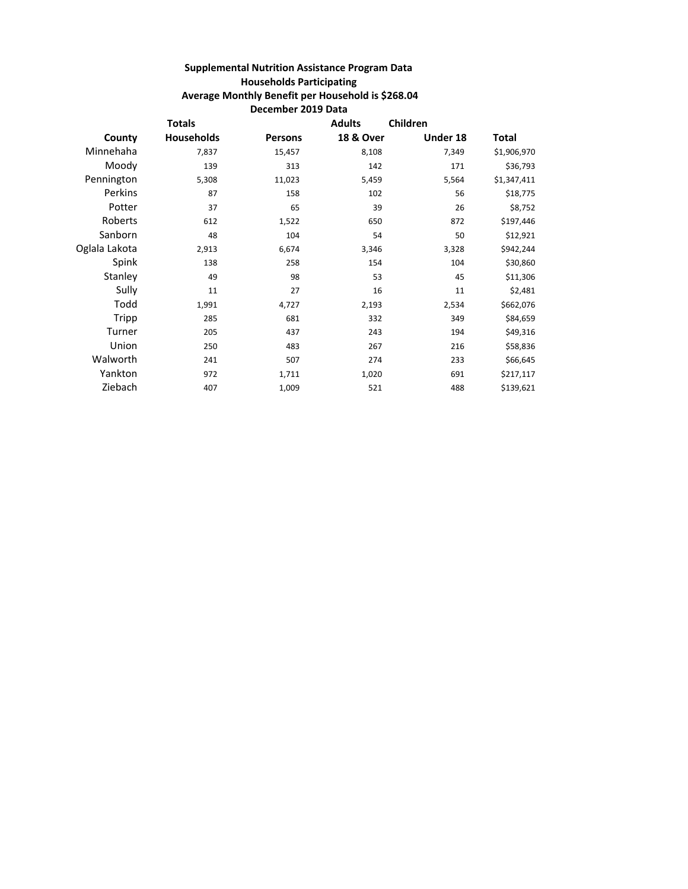**Supplemental Nutrition Assistance Program Data**
**Households Participating**
**Average Monthly Benefit per Household is $268.04**
**December 2019 Data**

| County | Totals Households | Persons | Adults 18 & Over | Children Under 18 | Total |
|---|---|---|---|---|---|
| Minnehaha | 7,837 | 15,457 | 8,108 | 7,349 | $1,906,970 |
| Moody | 139 | 313 | 142 | 171 | $36,793 |
| Pennington | 5,308 | 11,023 | 5,459 | 5,564 | $1,347,411 |
| Perkins | 87 | 158 | 102 | 56 | $18,775 |
| Potter | 37 | 65 | 39 | 26 | $8,752 |
| Roberts | 612 | 1,522 | 650 | 872 | $197,446 |
| Sanborn | 48 | 104 | 54 | 50 | $12,921 |
| Oglala Lakota | 2,913 | 6,674 | 3,346 | 3,328 | $942,244 |
| Spink | 138 | 258 | 154 | 104 | $30,860 |
| Stanley | 49 | 98 | 53 | 45 | $11,306 |
| Sully | 11 | 27 | 16 | 11 | $2,481 |
| Todd | 1,991 | 4,727 | 2,193 | 2,534 | $662,076 |
| Tripp | 285 | 681 | 332 | 349 | $84,659 |
| Turner | 205 | 437 | 243 | 194 | $49,316 |
| Union | 250 | 483 | 267 | 216 | $58,836 |
| Walworth | 241 | 507 | 274 | 233 | $66,645 |
| Yankton | 972 | 1,711 | 1,020 | 691 | $217,117 |
| Ziebach | 407 | 1,009 | 521 | 488 | $139,621 |